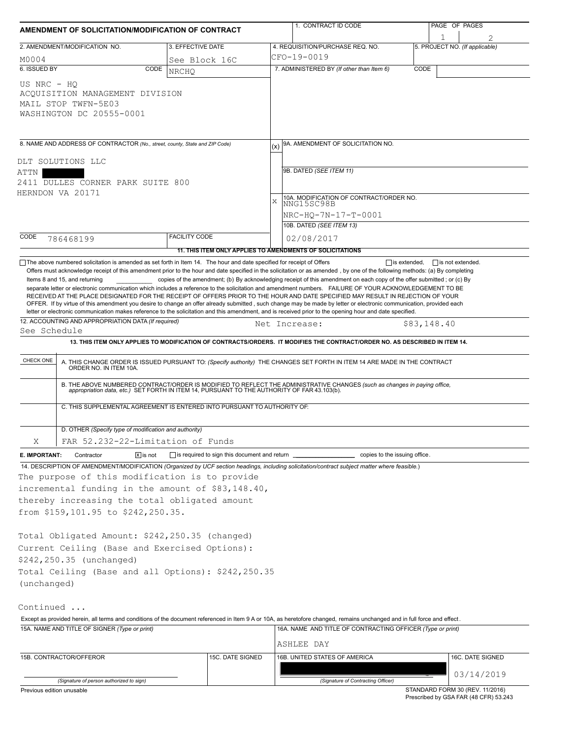# AMENDMENT OF SOLICITATION/MODIFICATION OF CONTRACT

| 1. CONTRACT ID CODE | PAGE OF PAGES |
| --- | --- |
| | 1 / 2 |

| 2. AMENDMENT/MODIFICATION NO. | 3. EFFECTIVE DATE | 4. REQUISITION/PURCHASE REQ. NO. | 5. PROJECT NO. (If applicable) |
| --- | --- | --- | --- |
| M0004 | See Block 16C | CFO-19-0019 | |

| 6. ISSUED BY | CODE NRCHQ | 7. ADMINISTERED BY (If other than Item 6) | CODE |
| --- | --- | --- | --- |
| US NRC - HQ<br>ACQUISITION MANAGEMENT DIVISION<br>MAIL STOP TWFN-5E03<br>WASHINGTON DC 20555-0001 | | | |

**8. NAME AND ADDRESS OF CONTRACTOR** (No., street, county, State and ZIP Code)

DLT SOLUTIONS LLC
ATTN [REDACTED]
2411 DULLES CORNER PARK SUITE 800
HERNDON VA 20171

CODE 786468199 | FACILITY CODE

| (x) | |
| --- | --- |
| | 9A. AMENDMENT OF SOLICITATION NO. |
| | 9B. DATED (SEE ITEM 11) |
| X | 10A. MODIFICATION OF CONTRACT/ORDER NO.<br>NNG15SC98B<br>NRC-HQ-7N-17-T-0001 |
| | 10B. DATED (SEE ITEM 13)<br>02/08/2017 |

**11. THIS ITEM ONLY APPLIES TO AMENDMENTS OF SOLICITATIONS**

☐ The above numbered solicitation is amended as set forth in Item 14. The hour and date specified for receipt of Offers ☐ is extended, ☐ is not extended.
Offers must acknowledge receipt of this amendment prior to the hour and date specified in the solicitation or as amended , by one of the following methods: (a) By completing Items 8 and 15, and returning ________ copies of the amendment; (b) By acknowledging receipt of this amendment on each copy of the offer submitted ; or (c) By separate letter or electronic communication which includes a reference to the solicitation and amendment numbers. FAILURE OF YOUR ACKNOWLEDGEMENT TO BE RECEIVED AT THE PLACE DESIGNATED FOR THE RECEIPT OF OFFERS PRIOR TO THE HOUR AND DATE SPECIFIED MAY RESULT IN REJECTION OF YOUR OFFER. If by virtue of this amendment you desire to change an offer already submitted , such change may be made by letter or electronic communication, provided each letter or electronic communication makes reference to the solicitation and this amendment, and is received prior to the opening hour and date specified.

**12. ACCOUNTING AND APPROPRIATION DATA** (If required)
See Schedule — Net Increase: $83,148.40

**13. THIS ITEM ONLY APPLIES TO MODIFICATION OF CONTRACTS/ORDERS. IT MODIFIES THE CONTRACT/ORDER NO. AS DESCRIBED IN ITEM 14.**

| CHECK ONE | |
| --- | --- |
| | A. THIS CHANGE ORDER IS ISSUED PURSUANT TO: (Specify authority) THE CHANGES SET FORTH IN ITEM 14 ARE MADE IN THE CONTRACT ORDER NO. IN ITEM 10A. |
| | B. THE ABOVE NUMBERED CONTRACT/ORDER IS MODIFIED TO REFLECT THE ADMINISTRATIVE CHANGES (such as changes in paying office, appropriation data, etc.) SET FORTH IN ITEM 14, PURSUANT TO THE AUTHORITY OF FAR 43.103(b). |
| | C. THIS SUPPLEMENTAL AGREEMENT IS ENTERED INTO PURSUANT TO AUTHORITY OF: |
| X | D. OTHER (Specify type of modification and authority)<br>FAR 52.232-22-Limitation of Funds |

**E. IMPORTANT:** Contractor ☒ is not ☐ is required to sign this document and return ________ copies to the issuing office.

**14. DESCRIPTION OF AMENDMENT/MODIFICATION** (Organized by UCF section headings, including solicitation/contract subject matter where feasible.)

The purpose of this modification is to provide incremental funding in the amount of $83,148.40, thereby increasing the total obligated amount from $159,101.95 to $242,250.35.

Total Obligated Amount: $242,250.35 (changed)
Current Ceiling (Base and Exercised Options): $242,250.35 (unchanged)
Total Ceiling (Base and all Options): $242,250.35 (unchanged)

Continued ...

Except as provided herein, all terms and conditions of the document referenced in Item 9 A or 10A, as heretofore changed, remains unchanged and in full force and effect.

| 15A. NAME AND TITLE OF SIGNER (Type or print) | | 16A. NAME AND TITLE OF CONTRACTING OFFICER (Type or print) | |
| --- | --- | --- | --- |
| | | ASHLEE DAY | |
| 15B. CONTRACTOR/OFFEROR | 15C. DATE SIGNED | 16B. UNITED STATES OF AMERICA | 16C. DATE SIGNED |
| (Signature of person authorized to sign) | | [REDACTED]<br>(Signature of Contracting Officer) | 03/14/2019 |

Previous edition unusable

STANDARD FORM 30 (REV. 11/2016)
Prescribed by GSA FAR (48 CFR) 53.243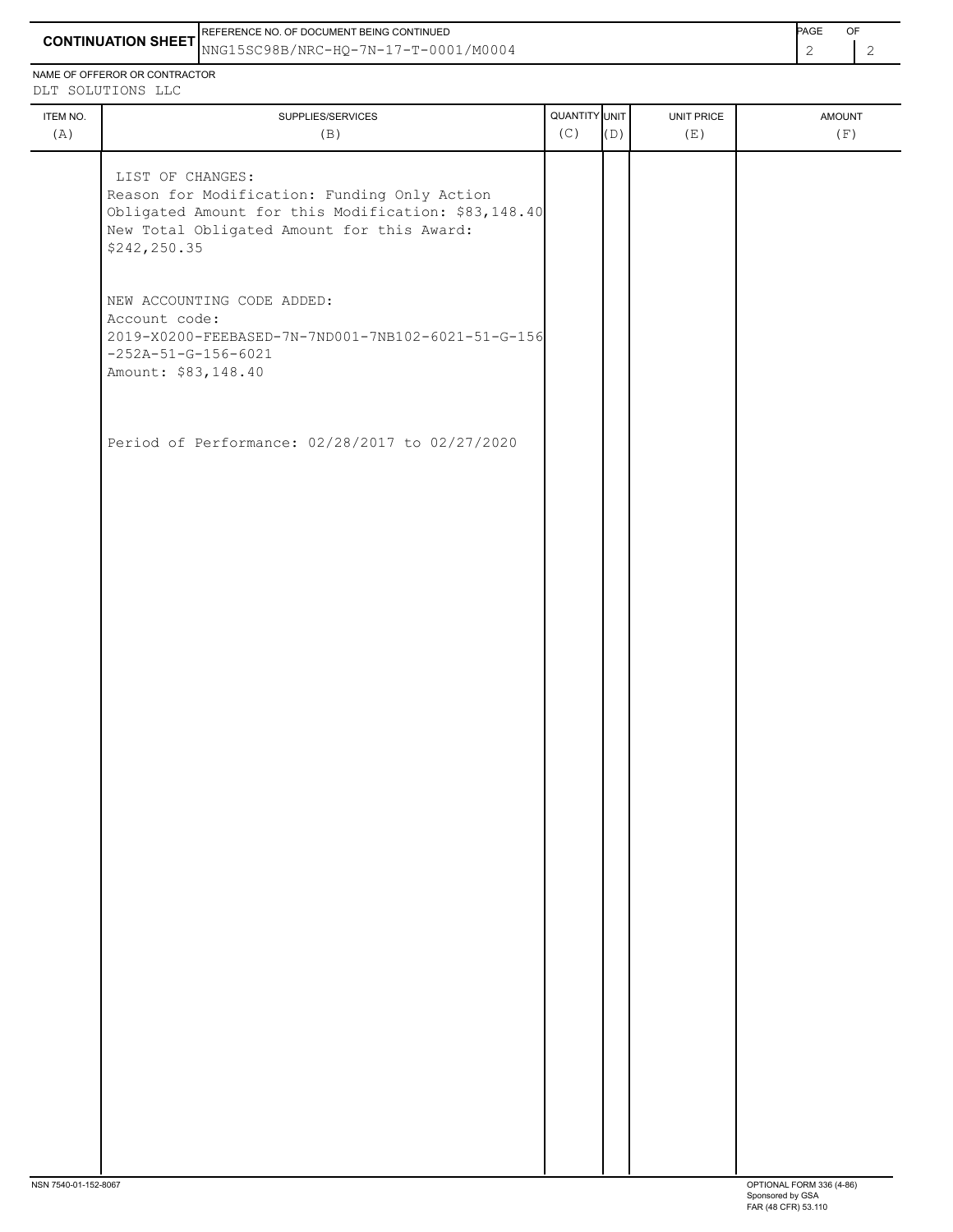**CONTINUATION SHEET**

REFERENCE NO. OF DOCUMENT BEING CONTINUED
NNG15SC98B/NRC-HQ-7N-17-T-0001/M0004

NAME OF OFFEROR OR CONTRACTOR
DLT SOLUTIONS LLC

| ITEM NO. (A) | SUPPLIES/SERVICES (B) | QUANTITY (C) | UNIT (D) | UNIT PRICE (E) | AMOUNT (F) |
|---|---|---|---|---|---|
| | LIST OF CHANGES:<br>Reason for Modification: Funding Only Action<br>Obligated Amount for this Modification: $83,148.40<br>New Total Obligated Amount for this Award: $242,250.35<br><br>NEW ACCOUNTING CODE ADDED:<br>Account code:<br>2019-X0200-FEEBASED-7N-7ND001-7NB102-6021-51-G-156-252A-51-G-156-6021<br>Amount: $83,148.40<br><br>Period of Performance: 02/28/2017 to 02/27/2020 | | | | |

NSN 7540-01-152-8067

OPTIONAL FORM 336 (4-86)
Sponsored by GSA
FAR (48 CFR) 53.110